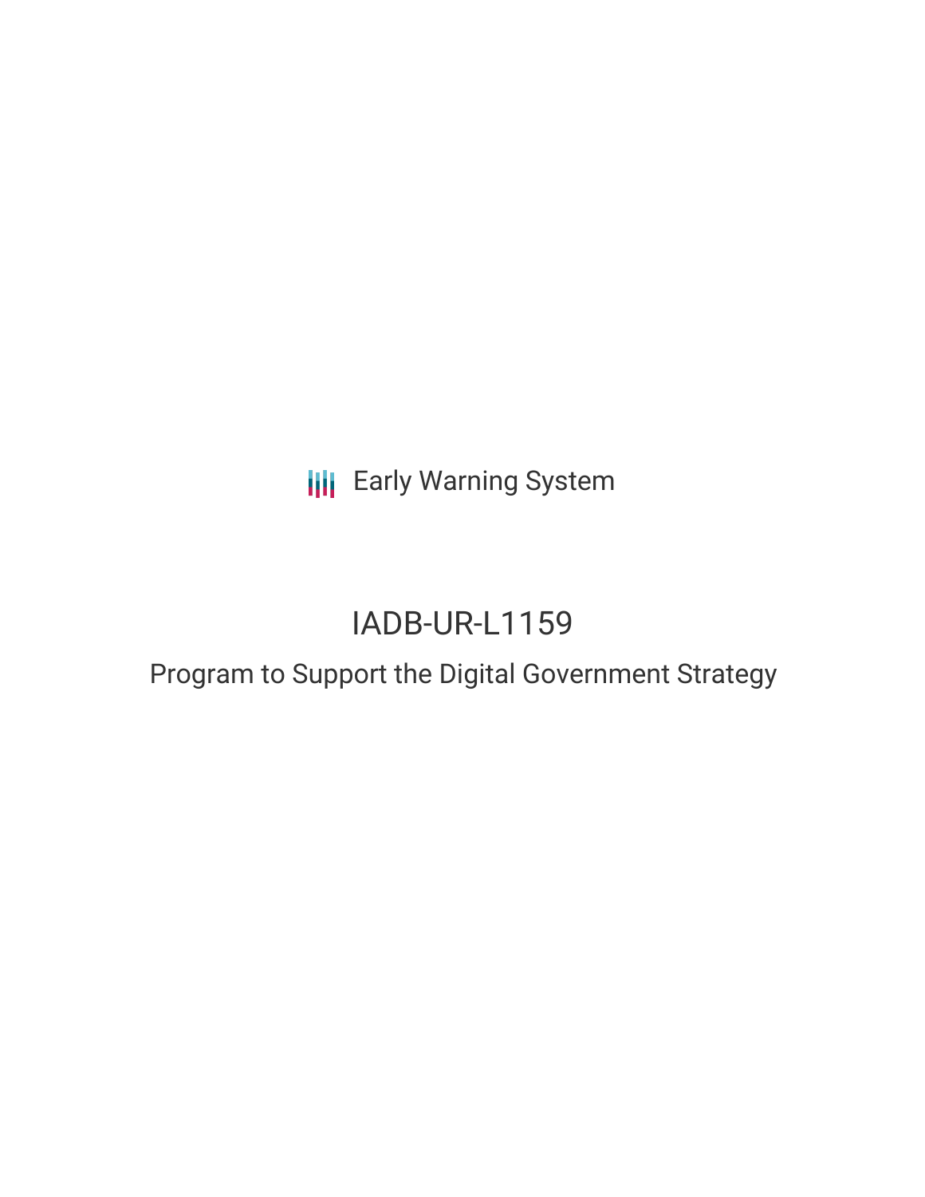Early Warning System

# IADB-UR-L1159

## Program to Support the Digital Government Strategy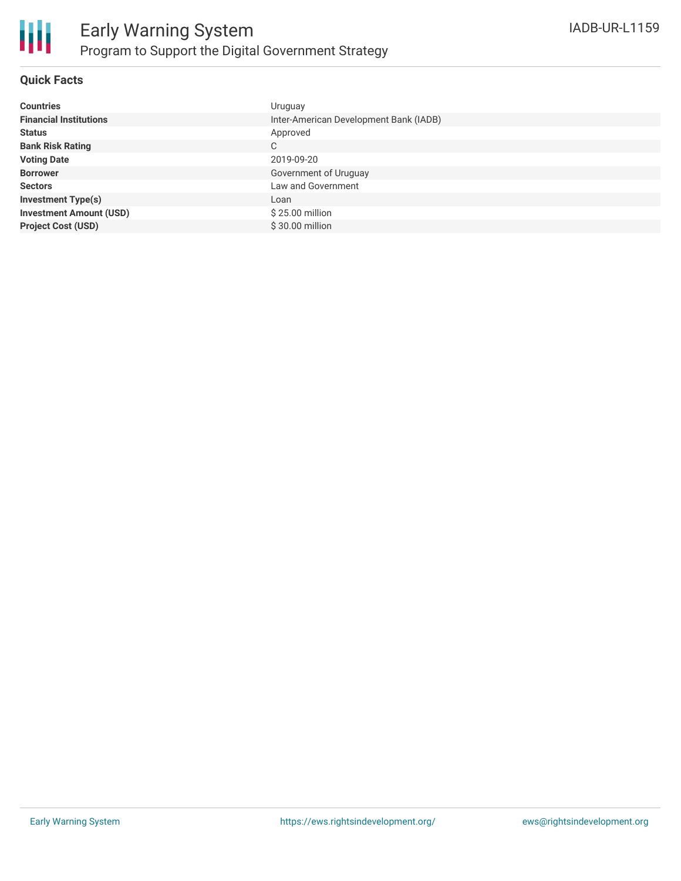# Early Warning System

## Program to Support the Digital Government Strategy

IADB-UR-L1159

### Quick Facts

| | |
|---|---|
| **Countries** | Uruguay |
| **Financial Institutions** | Inter-American Development Bank (IADB) |
| **Status** | Approved |
| **Bank Risk Rating** | C |
| **Voting Date** | 2019-09-20 |
| **Borrower** | Government of Uruguay |
| **Sectors** | Law and Government |
| **Investment Type(s)** | Loan |
| **Investment Amount (USD)** | $ 25.00 million |
| **Project Cost (USD)** | $ 30.00 million |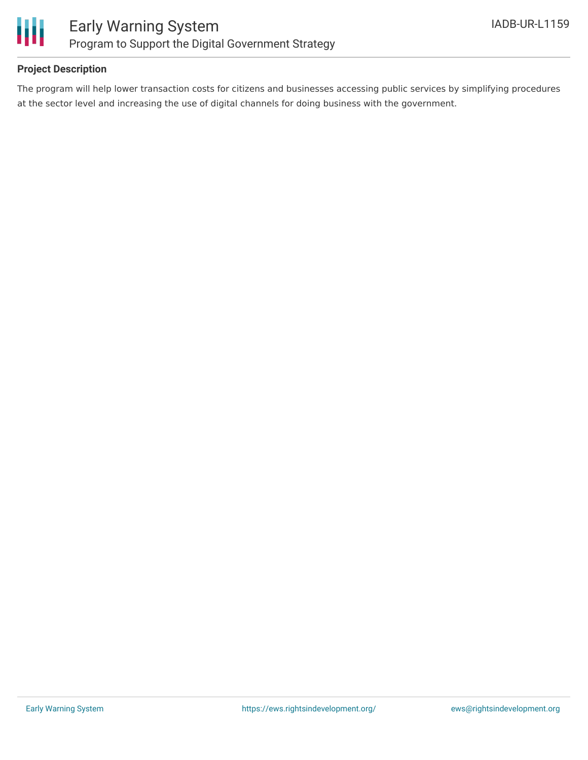## Project Description

The program will help lower transaction costs for citizens and businesses accessing public services by simplifying procedures at the sector level and increasing the use of digital channels for doing business with the government.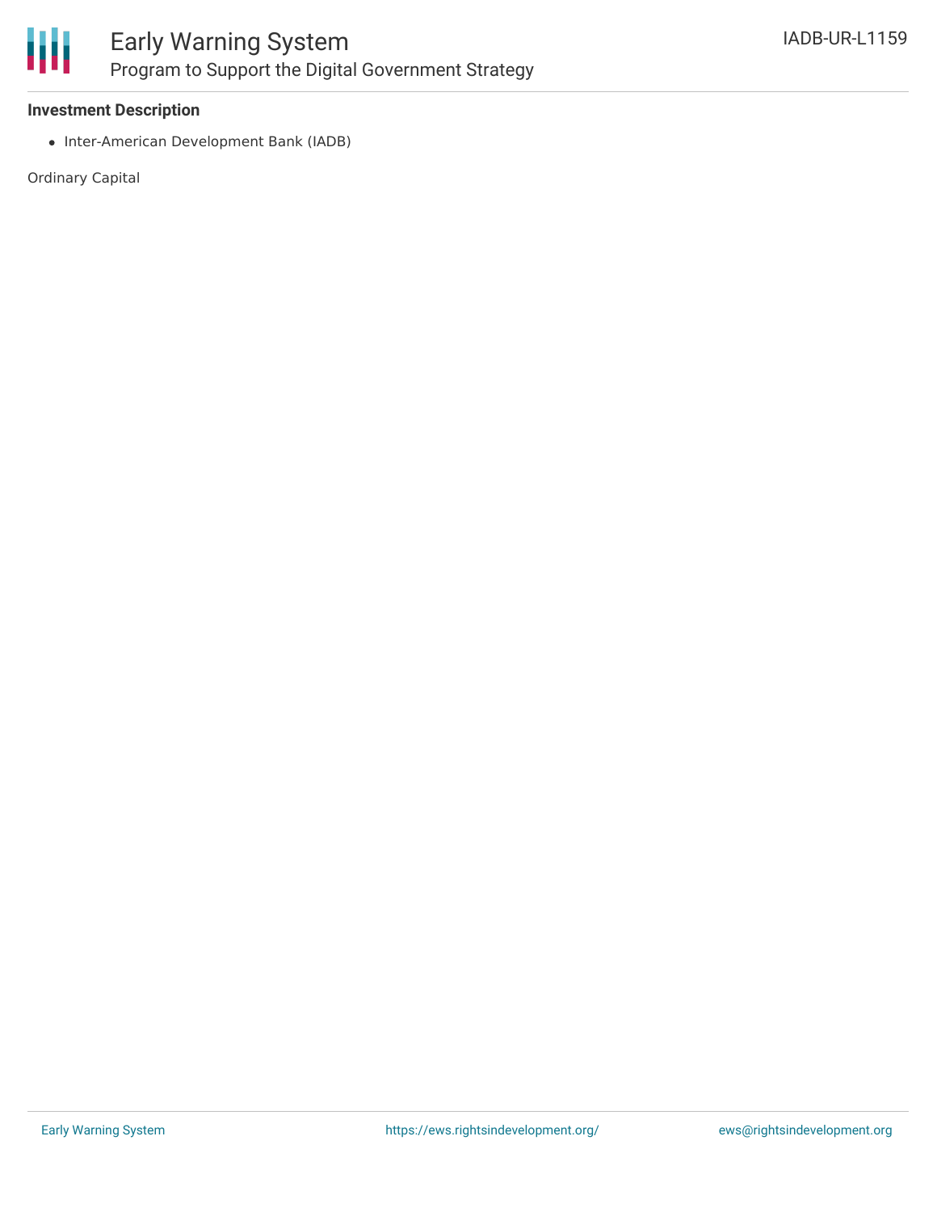**Investment Description**

- Inter-American Development Bank (IADB)

Ordinary Capital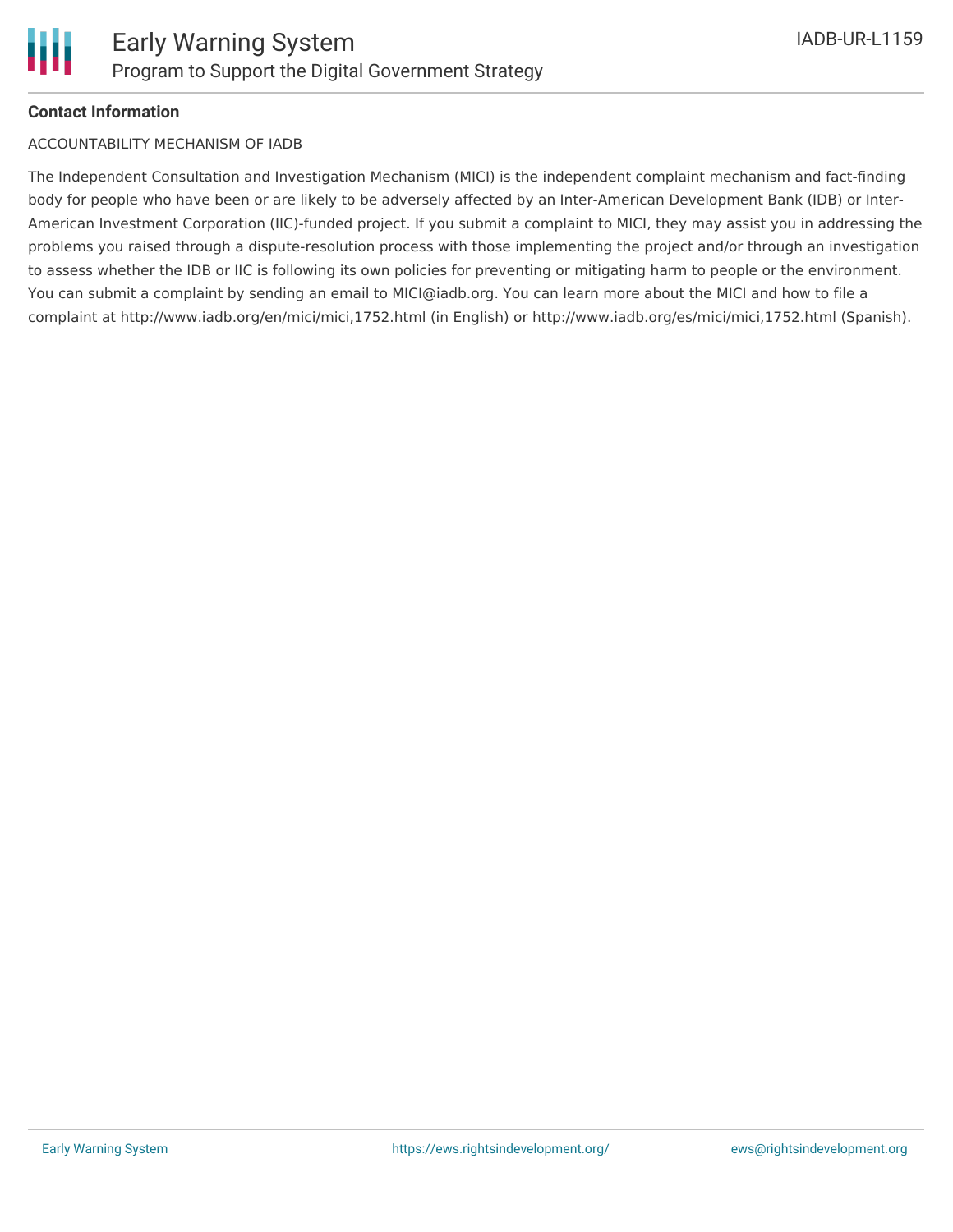**Contact Information**

ACCOUNTABILITY MECHANISM OF IADB

The Independent Consultation and Investigation Mechanism (MICI) is the independent complaint mechanism and fact-finding body for people who have been or are likely to be adversely affected by an Inter-American Development Bank (IDB) or Inter-American Investment Corporation (IIC)-funded project. If you submit a complaint to MICI, they may assist you in addressing the problems you raised through a dispute-resolution process with those implementing the project and/or through an investigation to assess whether the IDB or IIC is following its own policies for preventing or mitigating harm to people or the environment. You can submit a complaint by sending an email to MICI@iadb.org. You can learn more about the MICI and how to file a complaint at http://www.iadb.org/en/mici/mici,1752.html (in English) or http://www.iadb.org/es/mici/mici,1752.html (Spanish).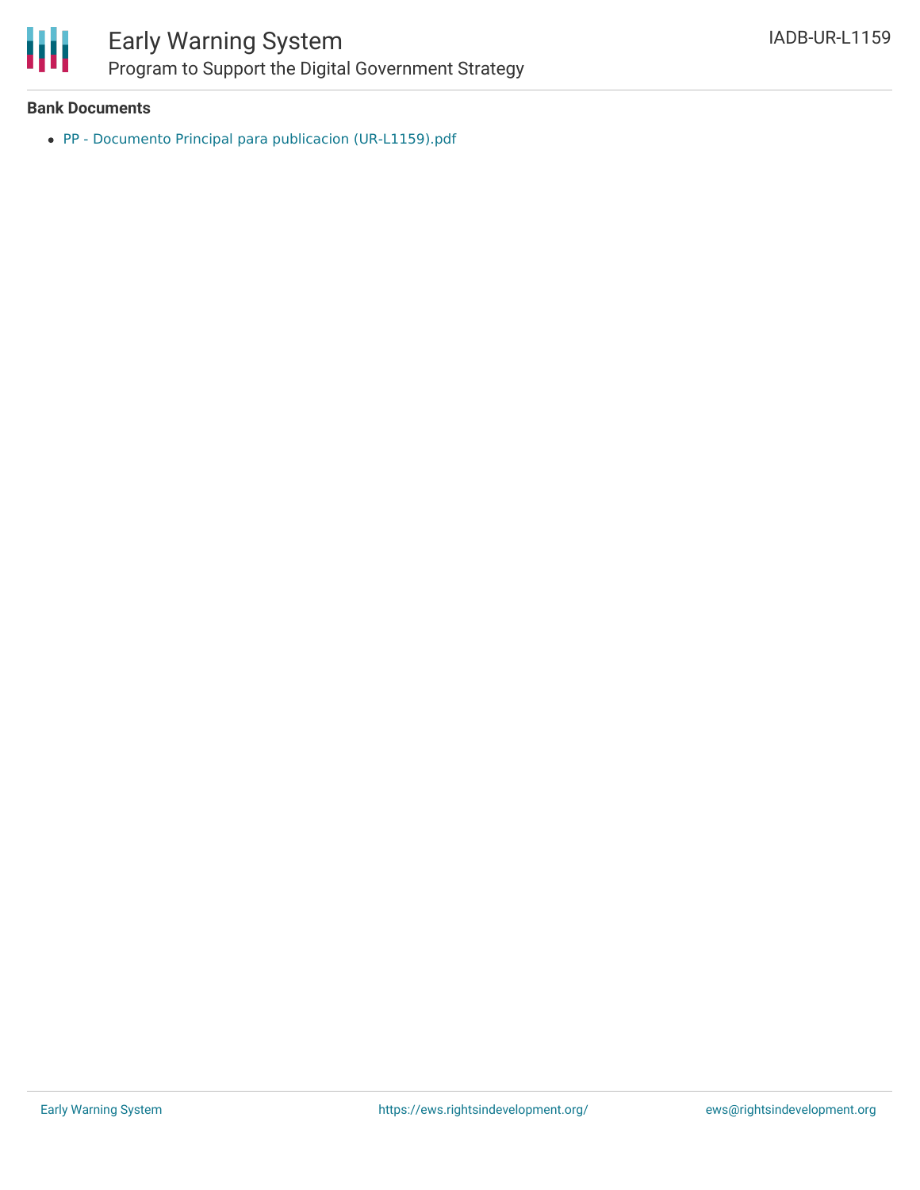**Bank Documents**

- PP - Documento Principal para publicacion (UR-L1159).pdf